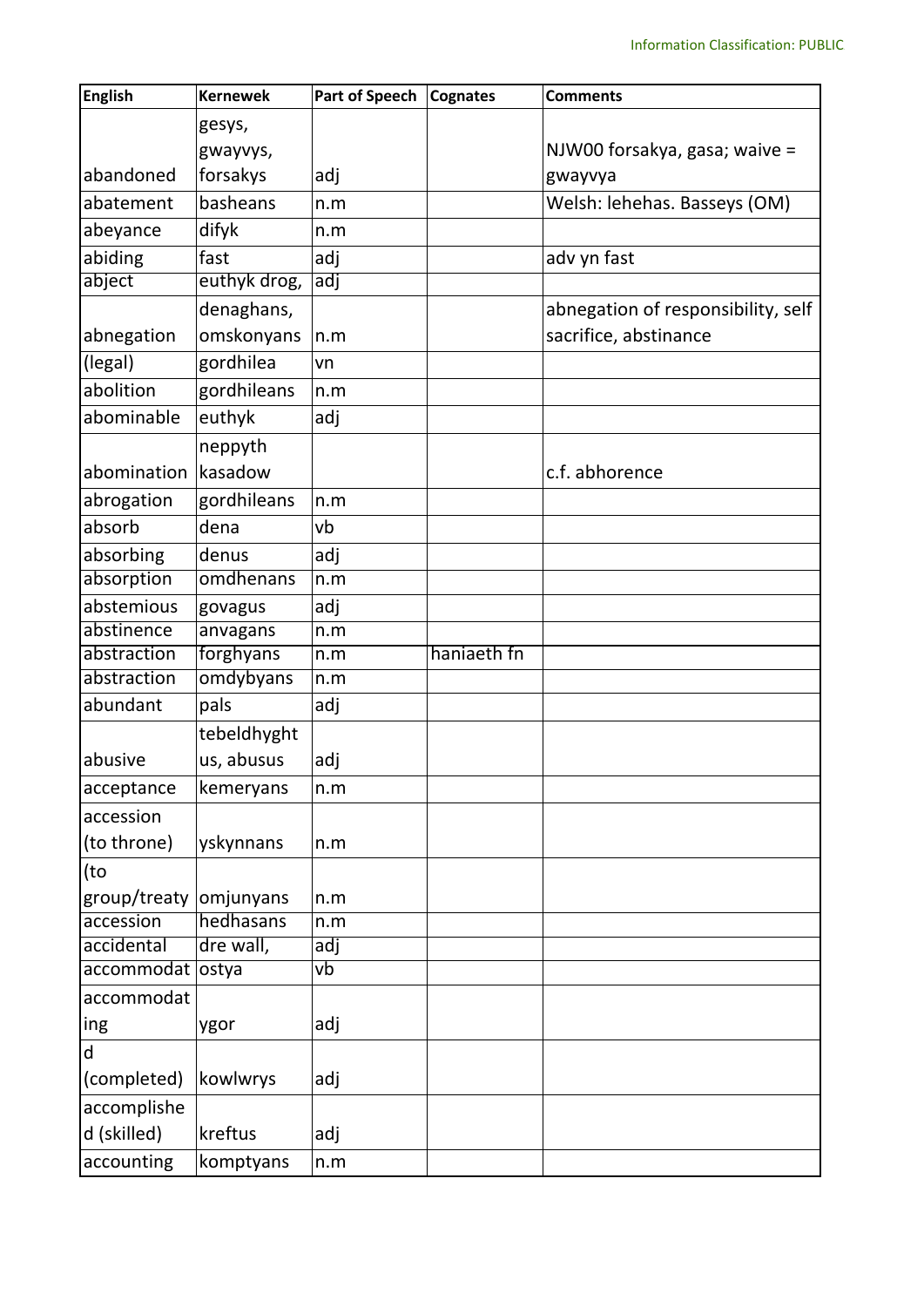| English | Kernewek | Part of Speech | Cognates | Comments |
|---|---|---|---|---|
| abandoned | gesys, gwayvys, forsakys | adj | | NJW00 forsakya, gasa; waive = gwayvya |
| abatement | basheans | n.m | | Welsh: lehehas. Basseys (OM) |
| abeyance | difyk | n.m | | |
| abiding | fast | adj | | adv yn fast |
| abject | euthyk drog, | adj | | |
| abnegation | denaghans, omskonyans | n.m | | abnegation of responsibility, self sacrifice, abstinance |
| (legal) | gordhilea | vn | | |
| abolition | gordhileans | n.m | | |
| abominable | euthyk | adj | | |
| abomination | neppyth kasadow | | | c.f. abhorence |
| abrogation | gordhileans | n.m | | |
| absorb | dena | vb | | |
| absorbing | denus | adj | | |
| absorption | omdhenans | n.m | | |
| abstemious | govagus | adj | | |
| abstinence | anvagans | n.m | | |
| abstraction | forghyans | n.m | haniaeth fn | |
| abstraction | omdybyans | n.m | | |
| abundant | pals | adj | | |
| abusive | tebeldhyghtus, abusus | adj | | |
| acceptance | kemeryans | n.m | | |
| accession (to throne) | yskynnans | n.m | | |
| (to group/treaty | omjunyans | n.m | | |
| accession | hedhasans | n.m | | |
| accidental | dre wall, | adj | | |
| accommodat | ostya | vb | | |
| accommodating | ygor | adj | | |
| d (completed) | kowlwrys | adj | | |
| accomplished (skilled) | kreftus | adj | | |
| accounting | komptyans | n.m | | |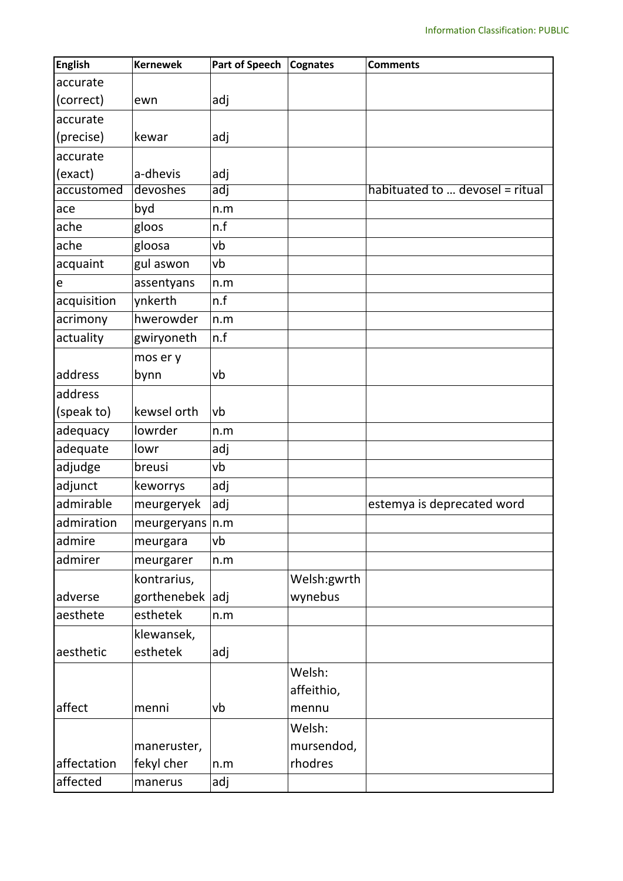| English | Kernewek | Part of Speech | Cognates | Comments |
|---|---|---|---|---|
| accurate (correct) | ewn | adj | | |
| accurate (precise) | kewar | adj | | |
| accurate (exact) | a-dhevis | adj | | |
| accustomed | devoshes | adj | | habituated to … devosel = ritual |
| ace | byd | n.m | | |
| ache | gloos | n.f | | |
| ache | gloosa | vb | | |
| acquaint | gul aswon | vb | | |
| e | assentyans | n.m | | |
| acquisition | ynkerth | n.f | | |
| acrimony | hwerowder | n.m | | |
| actuality | gwiryoneth | n.f | | |
| address | mos er y bynn | vb | | |
| address (speak to) | kewsel orth | vb | | |
| adequacy | lowrder | n.m | | |
| adequate | lowr | adj | | |
| adjudge | breusi | vb | | |
| adjunct | keworrys | adj | | |
| admirable | meurgeryek | adj | | estemya is deprecated word |
| admiration | meurgeryans | n.m | | |
| admire | meurgara | vb | | |
| admirer | meurgarer | n.m | | |
| adverse | kontrarius, gorthenebek | adj | Welsh:gwrth wynebus | |
| aesthete | esthetek | n.m | | |
| aesthetic | klewansek, esthetek | adj | | |
| affect | menni | vb | Welsh: affeithio, mennu | |
| affectation | maneruster, fekyl cher | n.m | Welsh: mursendod, rhodres | |
| affected | manerus | adj | | |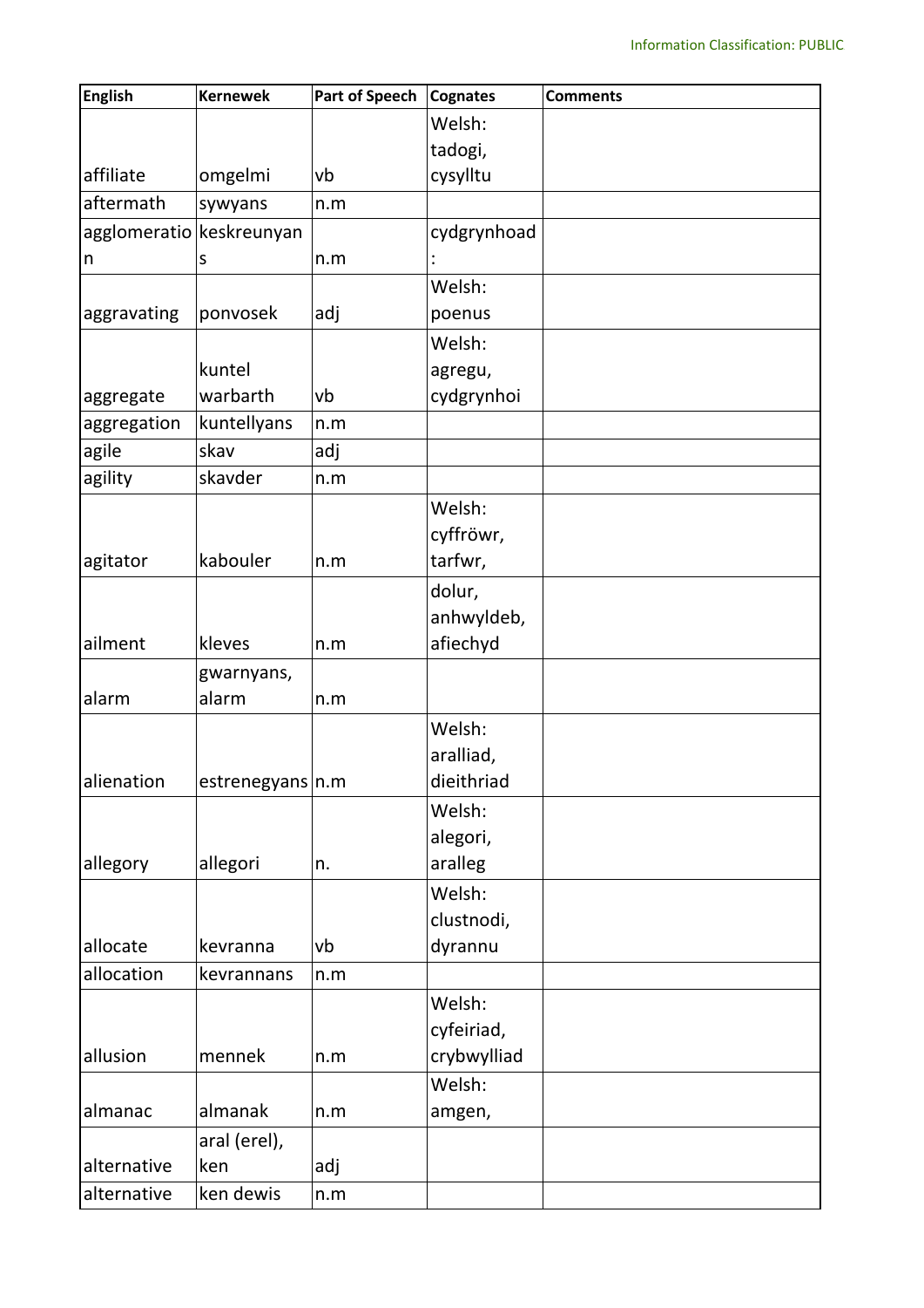| English | Kernewek | Part of Speech | Cognates | Comments |
|---|---|---|---|---|
| affiliate | omgelmi | vb | Welsh: tadogi, cysylltu | |
| aftermath | sywyans | n.m | | |
| agglomeration | keskreunyans | n.m | cydgrynhoad: | |
| aggravating | ponvosek | adj | Welsh: poenus | |
| aggregate | kuntel warbarth | vb | Welsh: agregu, cydgrynhoi | |
| aggregation | kuntellyans | n.m | | |
| agile | skav | adj | | |
| agility | skavder | n.m | | |
| agitator | kabouler | n.m | Welsh: cyffröwr, tarfwr, | |
| ailment | kleves | n.m | dolur, anhwyldeb, afiechyd | |
| alarm | gwarnyans, alarm | n.m | | |
| alienation | estrenegyans | n.m | Welsh: aralliad, dieithriad | |
| allegory | allegori | n. | Welsh: alegori, aralleg | |
| allocate | kevranna | vb | Welsh: clustnodi, dyrannu | |
| allocation | kevrannans | n.m | | |
| allusion | mennek | n.m | Welsh: cyfeiriad, crybwylliad | |
| almanac | almanak | n.m | Welsh: amgen, | |
| alternative | aral (erel), ken | adj | | |
| alternative | ken dewis | n.m | | |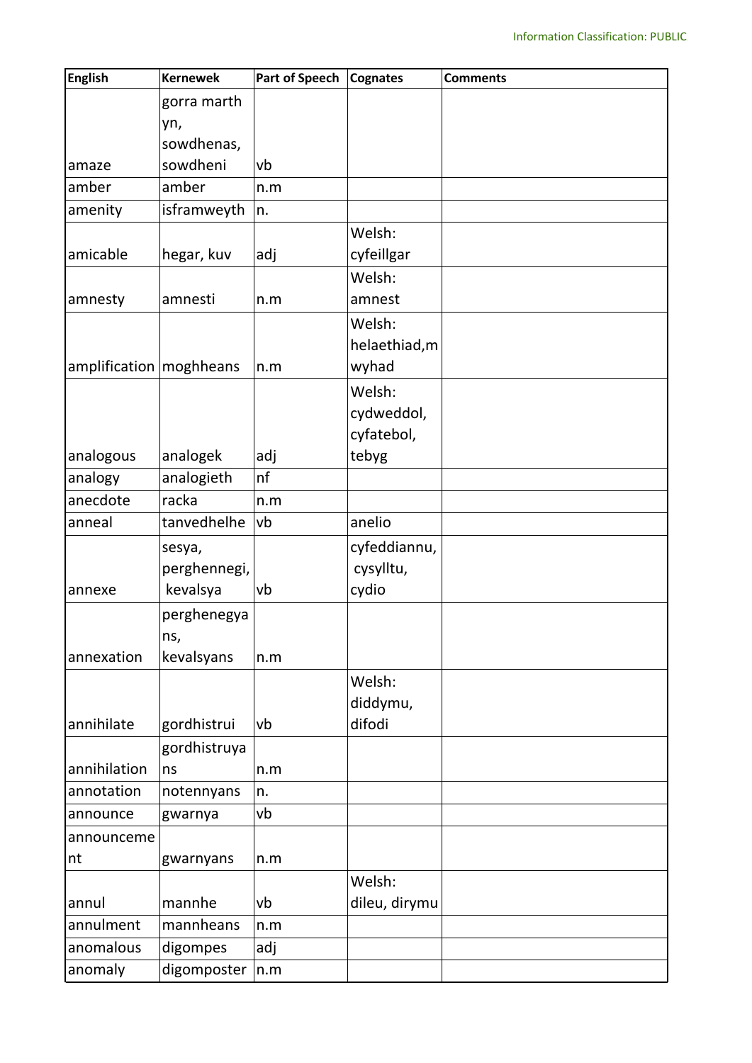| English | Kernewek | Part of Speech | Cognates | Comments |
|---|---|---|---|---|
| amaze | gorra marth yn, sowdhenas, sowdheni | vb | | |
| amber | amber | n.m | | |
| amenity | isframweyth | n. | | |
| amicable | hegar, kuv | adj | Welsh: cyfeillgar | |
| amnesty | amnesti | n.m | Welsh: amnest | |
| amplification | moghheans | n.m | Welsh: helaethiad,mwyhad | |
| analogous | analogek | adj | Welsh: cydweddol, cyfatebol, tebyg | |
| analogy | analogieth | nf | | |
| anecdote | racka | n.m | | |
| anneal | tanvedhelhe | vb | anelio | |
| annexe | sesya, perghennegi, kevalsya | vb | cyfeddiannu, cysylltu, cydio | |
| annexation | perghenegyans, kevalsyans | n.m | | |
| annihilate | gordhistrui | vb | Welsh: diddymu, difodi | |
| annihilation | gordhistruyans | n.m | | |
| annotation | notennyans | n. | | |
| announce | gwarnya | vb | | |
| announcement | gwarnyans | n.m | | |
| annul | mannhe | vb | Welsh: dileu, dirymu | |
| annulment | mannheans | n.m | | |
| anomalous | digompes | adj | | |
| anomaly | digomposter | n.m | | |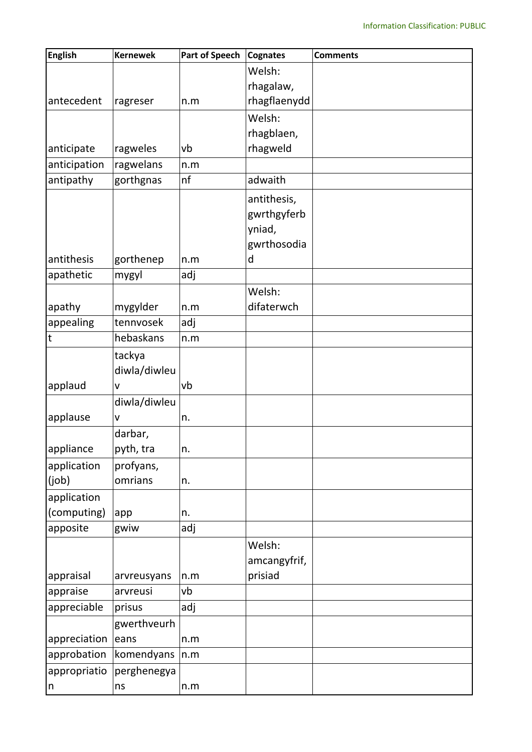| English | Kernewek | Part of Speech | Cognates | Comments |
|---|---|---|---|---|
| antecedent | ragreser | n.m | Welsh: rhagalaw, rhagflaenydd | |
| anticipate | ragweles | vb | Welsh: rhagblaen, rhagweld | |
| anticipation | ragwelans | n.m | | |
| antipathy | gorthgnas | nf | adwaith | |
| antithesis | gorthenep | n.m | antithesis, gwrthgyferbyniad, gwrthosodiad | |
| apathetic | mygyl | adj | | |
| apathy | mygylder | n.m | Welsh: difaterwch | |
| appealing | tennvosek | adj | | |
| t | hebaskans | n.m | | |
| applaud | tackya diwla/diwleuv | vb | | |
| applause | diwla/diwleuv | n. | | |
| appliance | darbar, pyth, tra | n. | | |
| application (job) | profyans, omrians | n. | | |
| application (computing) | app | n. | | |
| apposite | gwiw | adj | | |
| appraisal | arvreusyans | n.m | Welsh: amcangyfrif, prisiad | |
| appraise | arvreusi | vb | | |
| appreciable | prisus | adj | | |
| appreciation | gwerthveurheans | n.m | | |
| approbation | komendyans | n.m | | |
| appropriation | perghenegyans | n.m | | |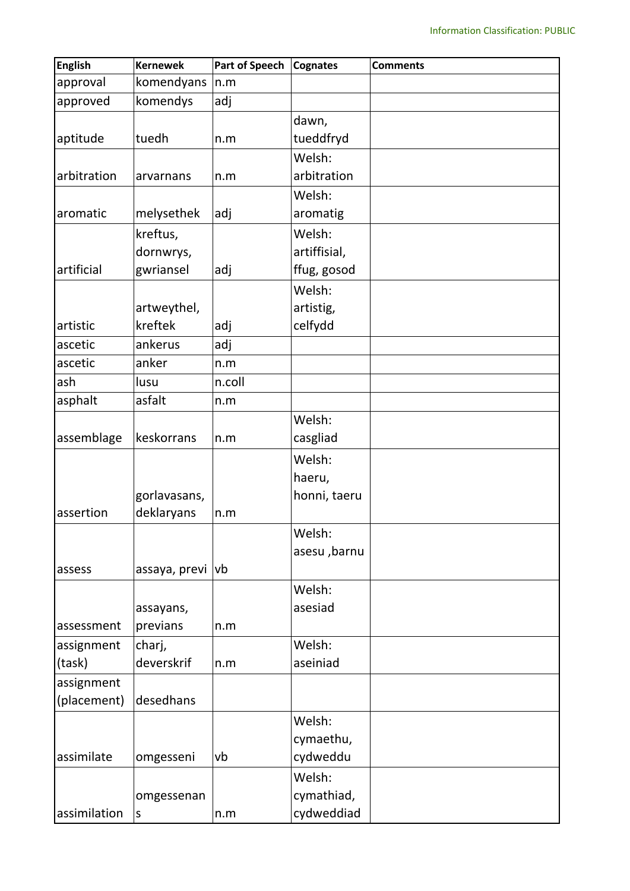| English | Kernewek | Part of Speech | Cognates | Comments |
| --- | --- | --- | --- | --- |
| approval | komendyans | n.m | | |
| approved | komendys | adj | | |
| aptitude | tuedh | n.m | dawn, tueddfryd | |
| arbitration | arvarnans | n.m | Welsh: arbitration | |
| aromatic | melysethek | adj | Welsh: aromatig | |
| artificial | kreftus, dornwrys, gwriansel | adj | Welsh: artiffisial, ffug, gosod | |
| artistic | artweythel, kreftek | adj | Welsh: artistig, celfydd | |
| ascetic | ankerus | adj | | |
| ascetic | anker | n.m | | |
| ash | lusu | n.coll | | |
| asphalt | asfalt | n.m | | |
| assemblage | keskorrans | n.m | Welsh: casgliad | |
| assertion | gorlavasans, deklaryans | n.m | Welsh: haeru, honni, taeru | |
| assess | assaya, previ | vb | Welsh: asesu ,barnu | |
| assessment | assayans, previans | n.m | Welsh: asesiad | |
| assignment (task) | charj, deverskrif | n.m | Welsh: aseiniad | |
| assignment (placement) | desedhans | | | |
| assimilate | omgesseni | vb | Welsh: cymaethu, cydweddu | |
| assimilation | omgessenans | n.m | Welsh: cymathiad, cydweddiad | |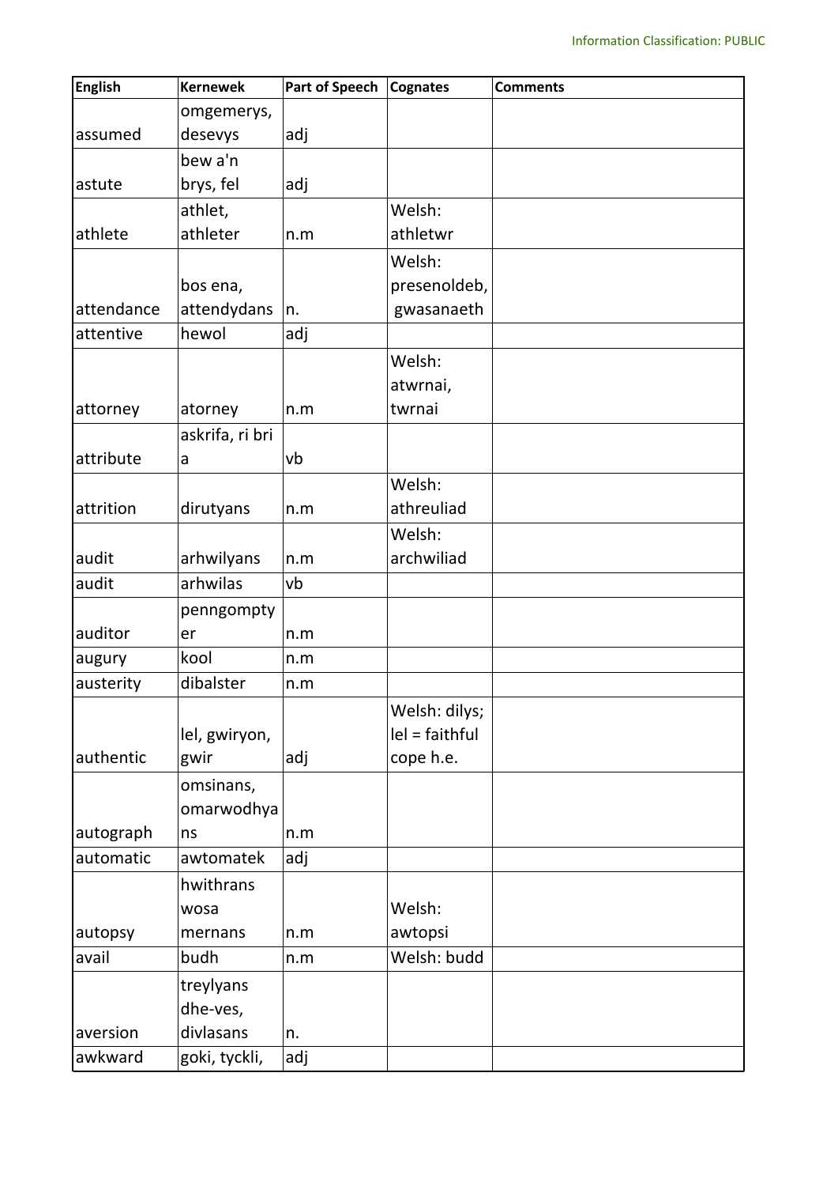| English | Kernewek | Part of Speech | Cognates | Comments |
|---|---|---|---|---|
| assumed | omgemerys, desevys | adj | | |
| astute | bew a'n brys, fel | adj | | |
| athlete | athlet, athleter | n.m | Welsh: athletwr | |
| attendance | bos ena, attendydans | n. | Welsh: presenoldeb, gwasanaeth | |
| attentive | hewol | adj | | |
| attorney | atorney | n.m | Welsh: atwrnai, twrnai | |
| attribute | askrifa, ri bri a | vb | | |
| attrition | dirutyans | n.m | Welsh: athreuliad | |
| audit | arhwilyans | n.m | Welsh: archwiliad | |
| audit | arhwilas | vb | | |
| auditor | penngomptyer | n.m | | |
| augury | kool | n.m | | |
| austerity | dibalster | n.m | | |
| authentic | lel, gwiryon, gwir | adj | Welsh: dilys; lel = faithful cope h.e. | |
| autograph | omsinans, omarwodhyans | n.m | | |
| automatic | awtomatek | adj | | |
| autopsy | hwithrans wosa mernans | n.m | Welsh: awtopsi | |
| avail | budh | n.m | Welsh: budd | |
| aversion | treylyans dhe-ves, divlasans | n. | | |
| awkward | goki, tyckli, | adj | | |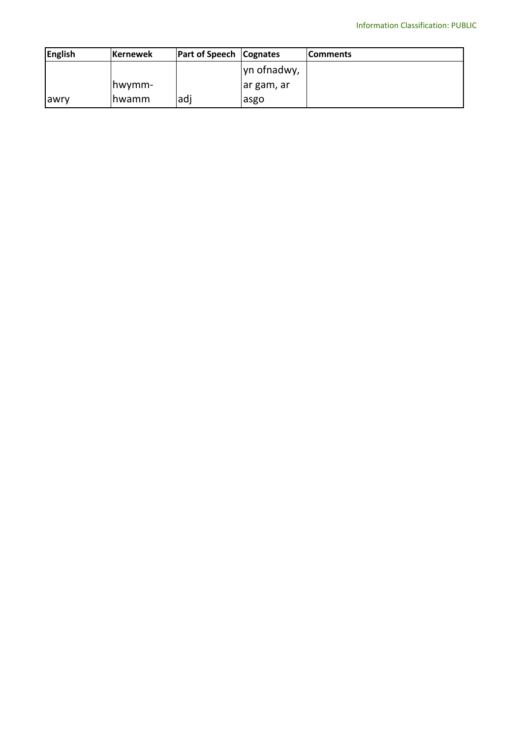| English | Kernewek | Part of Speech | Cognates | Comments |
|---|---|---|---|---|
| awry | hwymm-hwamm | adj | yn ofnadwy, ar gam, ar asgo | |